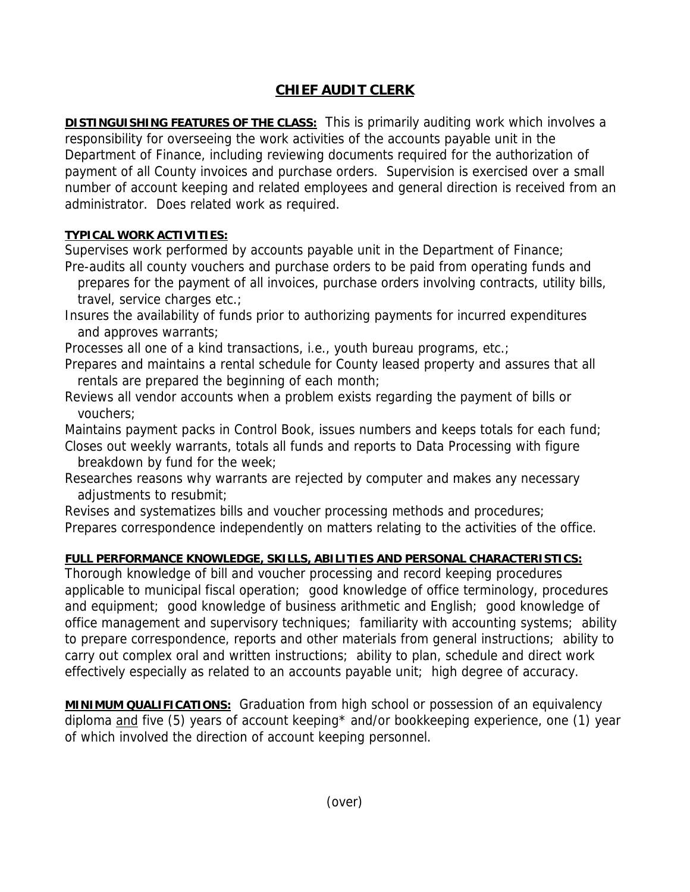# CHIEF AUDIT CLERK

**DISTINGUISHING FEATURES OF THE CLASS:** This is primarily auditing work which involves a responsibility for overseeing the work activities of the accounts payable unit in the Department of Finance, including reviewing documents required for the authorization of payment of all County invoices and purchase orders. Supervision is exercised over a small number of account keeping and related employees and general direction is received from an administrator. Does related work as required.

**TYPICAL WORK ACTIVITIES:**

Supervises work performed by accounts payable unit in the Department of Finance;
Pre-audits all county vouchers and purchase orders to be paid from operating funds and prepares for the payment of all invoices, purchase orders involving contracts, utility bills, travel, service charges etc.;
Insures the availability of funds prior to authorizing payments for incurred expenditures and approves warrants;
Processes all one of a kind transactions, i.e., youth bureau programs, etc.;
Prepares and maintains a rental schedule for County leased property and assures that all rentals are prepared the beginning of each month;
Reviews all vendor accounts when a problem exists regarding the payment of bills or vouchers;
Maintains payment packs in Control Book, issues numbers and keeps totals for each fund;
Closes out weekly warrants, totals all funds and reports to Data Processing with figure breakdown by fund for the week;
Researches reasons why warrants are rejected by computer and makes any necessary adjustments to resubmit;
Revises and systematizes bills and voucher processing methods and procedures;
Prepares correspondence independently on matters relating to the activities of the office.

**FULL PERFORMANCE KNOWLEDGE, SKILLS, ABILITIES AND PERSONAL CHARACTERISTICS:**
Thorough knowledge of bill and voucher processing and record keeping procedures applicable to municipal fiscal operation; good knowledge of office terminology, procedures and equipment; good knowledge of business arithmetic and English; good knowledge of office management and supervisory techniques; familiarity with accounting systems; ability to prepare correspondence, reports and other materials from general instructions; ability to carry out complex oral and written instructions; ability to plan, schedule and direct work effectively especially as related to an accounts payable unit; high degree of accuracy.

**MINIMUM QUALIFICATIONS:** Graduation from high school or possession of an equivalency diploma and five (5) years of account keeping* and/or bookkeeping experience, one (1) year of which involved the direction of account keeping personnel.

(over)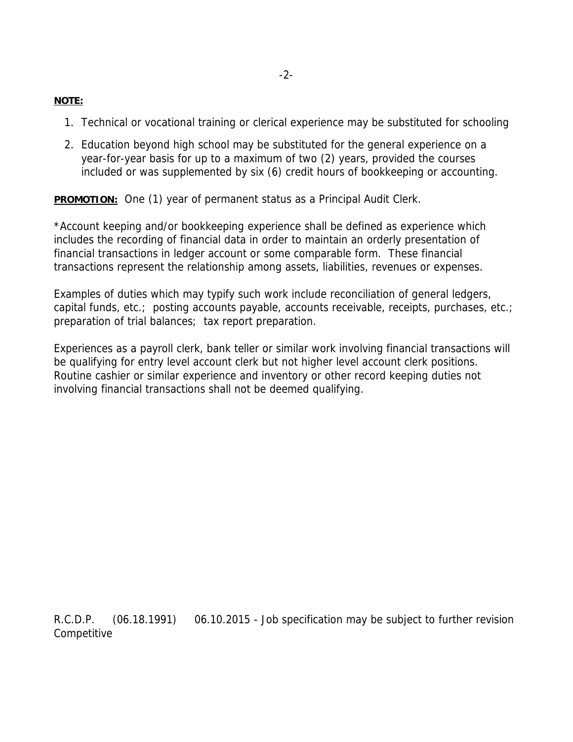**NOTE:**

1. Technical or vocational training or clerical experience may be substituted for schooling
2. Education beyond high school may be substituted for the general experience on a year-for-year basis for up to a maximum of two (2) years, provided the courses included or was supplemented by six (6) credit hours of bookkeeping or accounting.

**PROMOTION:** One (1) year of permanent status as a Principal Audit Clerk.

*Account keeping and/or bookkeeping experience shall be defined as experience which includes the recording of financial data in order to maintain an orderly presentation of financial transactions in ledger account or some comparable form. These financial transactions represent the relationship among assets, liabilities, revenues or expenses.

Examples of duties which may typify such work include reconciliation of general ledgers, capital funds, etc.; posting accounts payable, accounts receivable, receipts, purchases, etc.; preparation of trial balances; tax report preparation.

Experiences as a payroll clerk, bank teller or similar work involving financial transactions will be qualifying for entry level account clerk but not higher level account clerk positions. Routine cashier or similar experience and inventory or other record keeping duties not involving financial transactions shall not be deemed qualifying.

R.C.D.P. (06.18.1991) 06.10.2015 - Job specification may be subject to further revision
Competitive